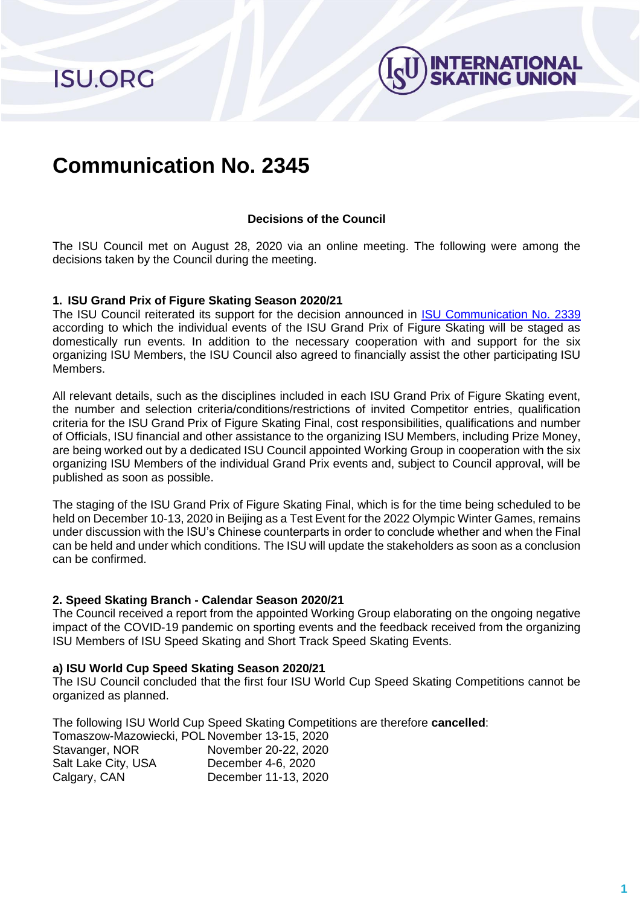# Communication No. 2345

**Decisions of the Council**

The ISU Council met on August 28, 2020 via an online meeting. The following were among the decisions taken by the Council during the meeting.

## 1. ISU Grand Prix of Figure Skating Season 2020/21

The ISU Council reiterated its support for the decision announced in [ISU Communication No. 2339] according to which the individual events of the ISU Grand Prix of Figure Skating will be staged as domestically run events. In addition to the necessary cooperation with and support for the six organizing ISU Members, the ISU Council also agreed to financially assist the other participating ISU Members.

All relevant details, such as the disciplines included in each ISU Grand Prix of Figure Skating event, the number and selection criteria/conditions/restrictions of invited Competitor entries, qualification criteria for the ISU Grand Prix of Figure Skating Final, cost responsibilities, qualifications and number of Officials, ISU financial and other assistance to the organizing ISU Members, including Prize Money, are being worked out by a dedicated ISU Council appointed Working Group in cooperation with the six organizing ISU Members of the individual Grand Prix events and, subject to Council approval, will be published as soon as possible.

The staging of the ISU Grand Prix of Figure Skating Final, which is for the time being scheduled to be held on December 10-13, 2020 in Beijing as a Test Event for the 2022 Olympic Winter Games, remains under discussion with the ISU's Chinese counterparts in order to conclude whether and when the Final can be held and under which conditions. The ISU will update the stakeholders as soon as a conclusion can be confirmed.

## 2. Speed Skating Branch - Calendar Season 2020/21

The Council received a report from the appointed Working Group elaborating on the ongoing negative impact of the COVID-19 pandemic on sporting events and the feedback received from the organizing ISU Members of ISU Speed Skating and Short Track Speed Skating Events.

### a) ISU World Cup Speed Skating Season 2020/21

The ISU Council concluded that the first four ISU World Cup Speed Skating Competitions cannot be organized as planned.

The following ISU World Cup Speed Skating Competitions are therefore **cancelled**:

| | |
|---|---|
| Tomaszow-Mazowiecki, POL | November 13-15, 2020 |
| Stavanger, NOR | November 20-22, 2020 |
| Salt Lake City, USA | December 4-6, 2020 |
| Calgary, CAN | December 11-13, 2020 |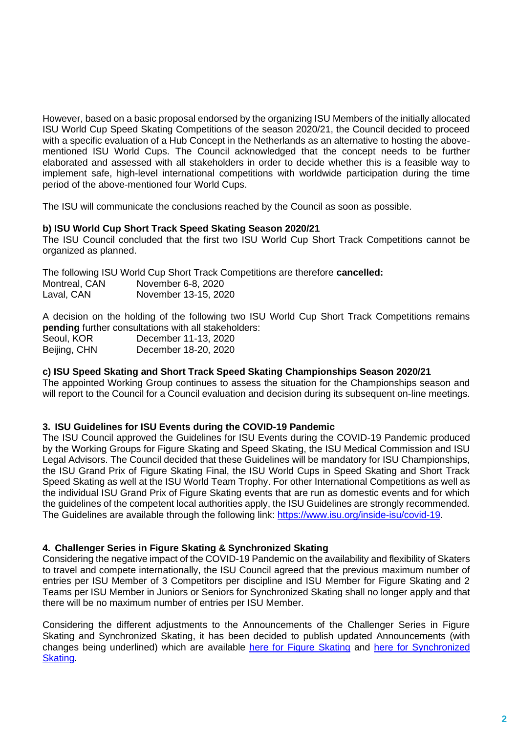However, based on a basic proposal endorsed by the organizing ISU Members of the initially allocated ISU World Cup Speed Skating Competitions of the season 2020/21, the Council decided to proceed with a specific evaluation of a Hub Concept in the Netherlands as an alternative to hosting the above-mentioned ISU World Cups. The Council acknowledged that the concept needs to be further elaborated and assessed with all stakeholders in order to decide whether this is a feasible way to implement safe, high-level international competitions with worldwide participation during the time period of the above-mentioned four World Cups.

The ISU will communicate the conclusions reached by the Council as soon as possible.

**b) ISU World Cup Short Track Speed Skating Season 2020/21**

The ISU Council concluded that the first two ISU World Cup Short Track Competitions cannot be organized as planned.

The following ISU World Cup Short Track Competitions are therefore **cancelled:**

Montreal, CAN November 6-8, 2020
Laval, CAN November 13-15, 2020

A decision on the holding of the following two ISU World Cup Short Track Competitions remains **pending** further consultations with all stakeholders:

Seoul, KOR December 11-13, 2020
Beijing, CHN December 18-20, 2020

**c) ISU Speed Skating and Short Track Speed Skating Championships Season 2020/21**

The appointed Working Group continues to assess the situation for the Championships season and will report to the Council for a Council evaluation and decision during its subsequent on-line meetings.

**3. ISU Guidelines for ISU Events during the COVID-19 Pandemic**

The ISU Council approved the Guidelines for ISU Events during the COVID-19 Pandemic produced by the Working Groups for Figure Skating and Speed Skating, the ISU Medical Commission and ISU Legal Advisors. The Council decided that these Guidelines will be mandatory for ISU Championships, the ISU Grand Prix of Figure Skating Final, the ISU World Cups in Speed Skating and Short Track Speed Skating as well at the ISU World Team Trophy. For other International Competitions as well as the individual ISU Grand Prix of Figure Skating events that are run as domestic events and for which the guidelines of the competent local authorities apply, the ISU Guidelines are strongly recommended. The Guidelines are available through the following link: https://www.isu.org/inside-isu/covid-19.

**4. Challenger Series in Figure Skating & Synchronized Skating**

Considering the negative impact of the COVID-19 Pandemic on the availability and flexibility of Skaters to travel and compete internationally, the ISU Council agreed that the previous maximum number of entries per ISU Member of 3 Competitors per discipline and ISU Member for Figure Skating and 2 Teams per ISU Member in Juniors or Seniors for Synchronized Skating shall no longer apply and that there will be no maximum number of entries per ISU Member.

Considering the different adjustments to the Announcements of the Challenger Series in Figure Skating and Synchronized Skating, it has been decided to publish updated Announcements (with changes being underlined) which are available here for Figure Skating and here for Synchronized Skating.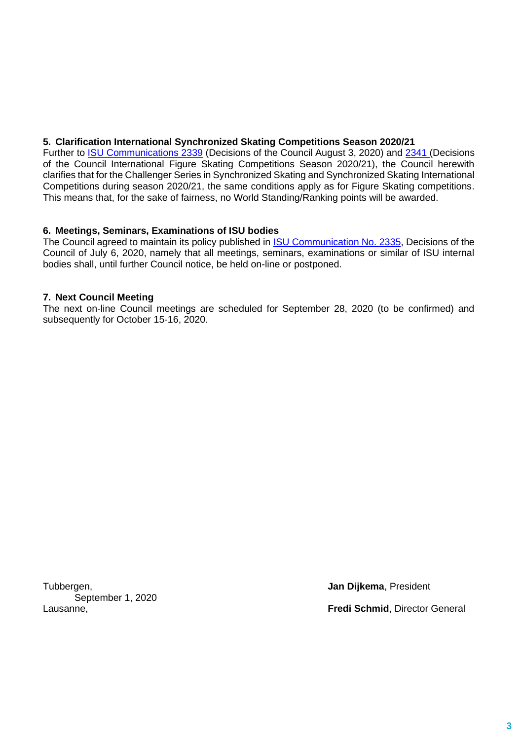**5. Clarification International Synchronized Skating Competitions Season 2020/21**

Further to ISU Communications 2339 (Decisions of the Council August 3, 2020) and 2341 (Decisions of the Council International Figure Skating Competitions Season 2020/21), the Council herewith clarifies that for the Challenger Series in Synchronized Skating and Synchronized Skating International Competitions during season 2020/21, the same conditions apply as for Figure Skating competitions. This means that, for the sake of fairness, no World Standing/Ranking points will be awarded.

**6. Meetings, Seminars, Examinations of ISU bodies**

The Council agreed to maintain its policy published in ISU Communication No. 2335, Decisions of the Council of July 6, 2020, namely that all meetings, seminars, examinations or similar of ISU internal bodies shall, until further Council notice, be held on-line or postponed.

**7. Next Council Meeting**

The next on-line Council meetings are scheduled for September 28, 2020 (to be confirmed) and subsequently for October 15-16, 2020.

Tubbergen,
September 1, 2020
Lausanne,

**Jan Dijkema**, President

**Fredi Schmid**, Director General